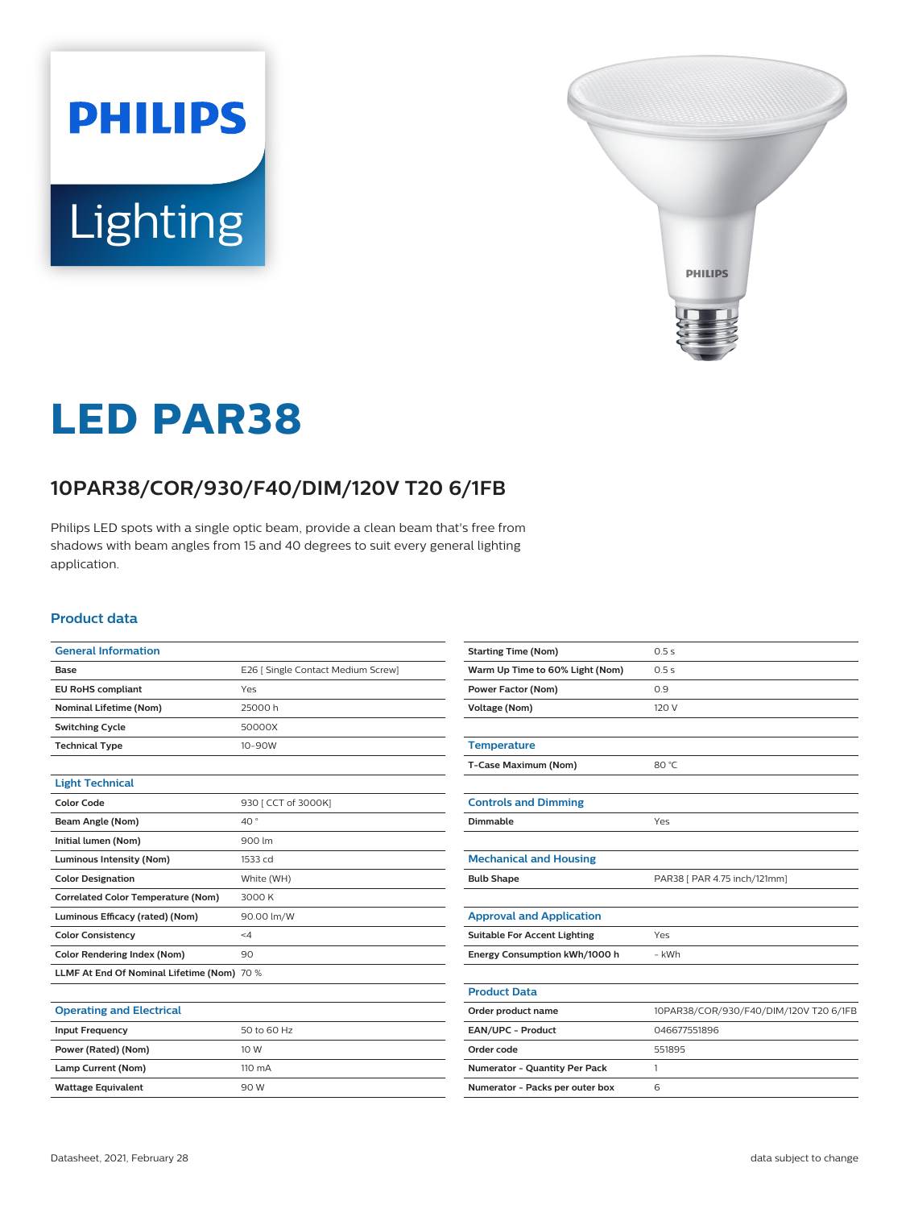# LED PAR38

## 10PAR38/COR/930/F40/DIM/120V T20 6/1FB

Philips LED spots with a single optic beam, provide a clean beam that's free from shadows with beam angles from 15 and 40 degrees to suit every general lighting application.

### Product data

| General Information | |
|---|---|
| Base | E26 [ Single Contact Medium Screw] |
| EU RoHS compliant | Yes |
| Nominal Lifetime (Nom) | 25000 h |
| Switching Cycle | 50000X |
| Technical Type | 10-90W |

| Light Technical | |
|---|---|
| Color Code | 930 [ CCT of 3000K] |
| Beam Angle (Nom) | 40 ° |
| Initial lumen (Nom) | 900 lm |
| Luminous Intensity (Nom) | 1533 cd |
| Color Designation | White (WH) |
| Correlated Color Temperature (Nom) | 3000 K |
| Luminous Efficacy (rated) (Nom) | 90.00 lm/W |
| Color Consistency | <4 |
| Color Rendering Index (Nom) | 90 |
| LLMF At End Of Nominal Lifetime (Nom) | 70 % |

| Operating and Electrical | |
|---|---|
| Input Frequency | 50 to 60 Hz |
| Power (Rated) (Nom) | 10 W |
| Lamp Current (Nom) | 110 mA |
| Wattage Equivalent | 90 W |
| Starting Time (Nom) | 0.5 s |
| Warm Up Time to 60% Light (Nom) | 0.5 s |
| Power Factor (Nom) | 0.9 |
| Voltage (Nom) | 120 V |

| Temperature | |
|---|---|
| T-Case Maximum (Nom) | 80 °C |

| Controls and Dimming | |
|---|---|
| Dimmable | Yes |

| Mechanical and Housing | |
|---|---|
| Bulb Shape | PAR38 [ PAR 4.75 inch/121mm] |

| Approval and Application | |
|---|---|
| Suitable For Accent Lighting | Yes |
| Energy Consumption kWh/1000 h | - kWh |

| Product Data | |
|---|---|
| Order product name | 10PAR38/COR/930/F40/DIM/120V T20 6/1FB |
| EAN/UPC - Product | 046677551896 |
| Order code | 551895 |
| Numerator - Quantity Per Pack | 1 |
| Numerator - Packs per outer box | 6 |

Datasheet, 2021, February 28

data subject to change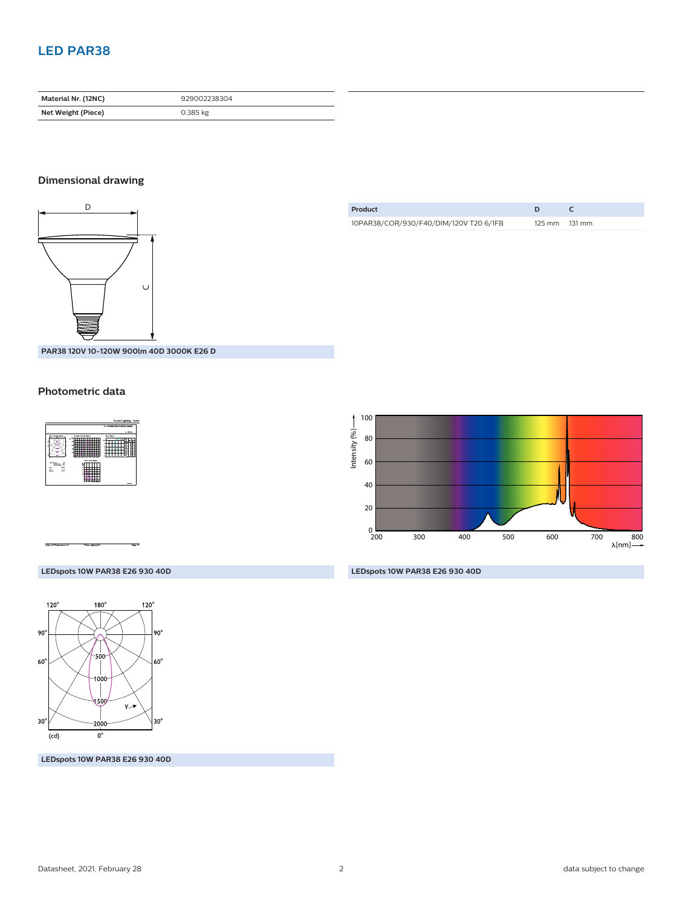# LED PAR38

| Material Nr. (12NC) | 929002238304 |
| --- | --- |
| Net Weight (Piece) | 0.385 kg |

## Dimensional drawing

PAR38 120V 10-120W 900lm 40D 3000K E26 D

| Product | D | C |
| --- | --- | --- |
| 10PAR38/COR/930/F40/DIM/120V T20 6/1FB | 125 mm | 131 mm |

## Photometric data

LEDspots 10W PAR38 E26 930 40D

LEDspots 10W PAR38 E26 930 40D

LEDspots 10W PAR38 E26 930 40D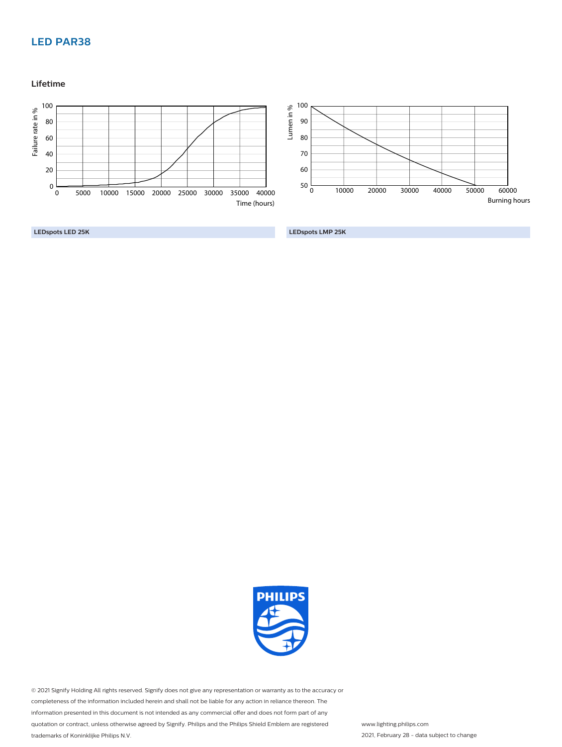## LED PAR38

### Lifetime

Failure rate in %

100
80
60
40
20
0

0 5000 10000 15000 20000 25000 30000 35000 40000

Time (hours)

**LEDspots LED 25K**

Lumen in %

100
90
80
70
60
50

0 10000 20000 30000 40000 50000 60000

Burning hours

**LEDspots LMP 25K**

© 2021 Signify Holding All rights reserved. Signify does not give any representation or warranty as to the accuracy or completeness of the information included herein and shall not be liable for any action in reliance thereon. The information presented in this document is not intended as any commercial offer and does not form part of any quotation or contract, unless otherwise agreed by Signify. Philips and the Philips Shield Emblem are registered trademarks of Koninklijke Philips N.V.

www.lighting.philips.com

2021, February 28 - data subject to change